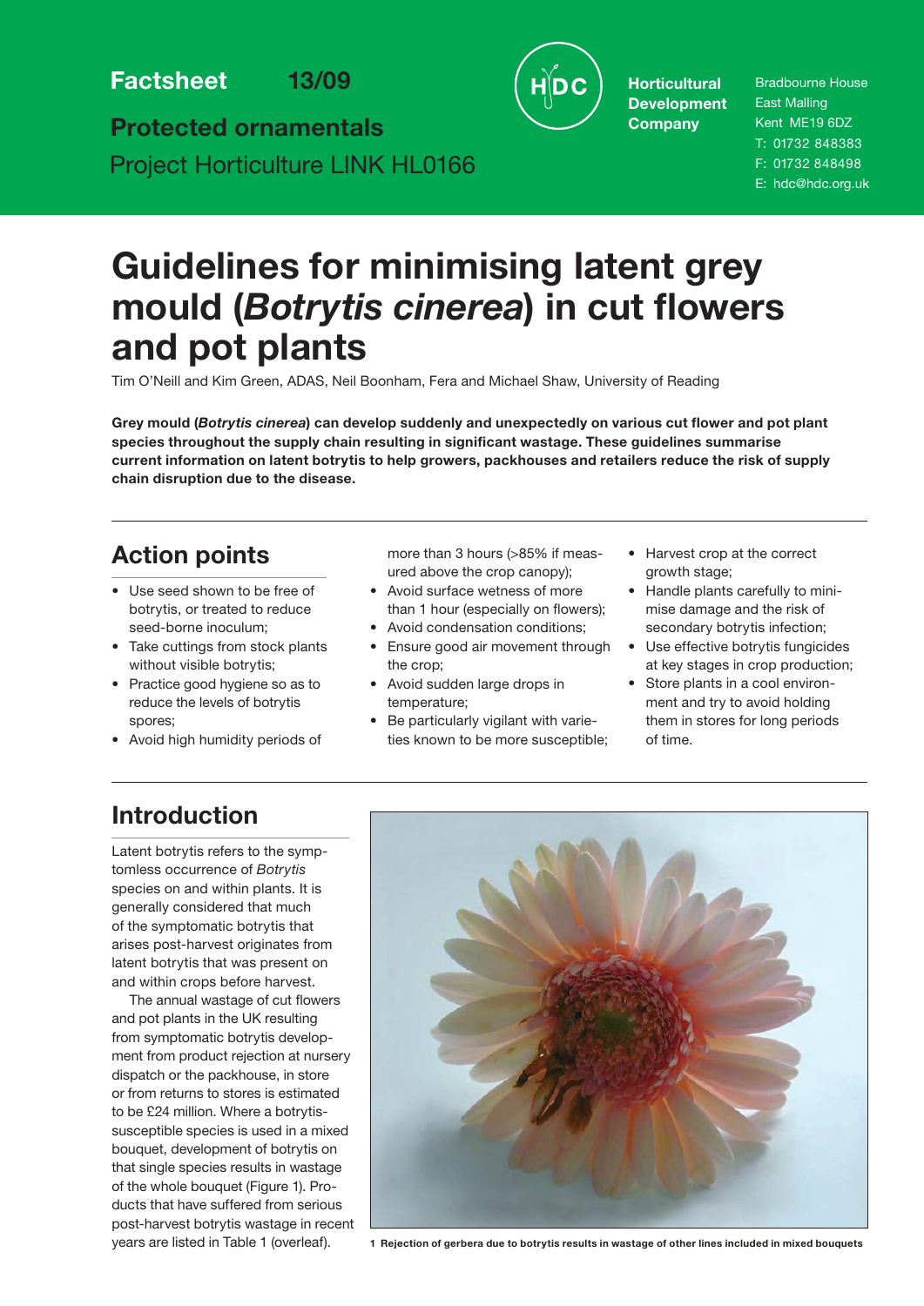Factsheet 13/09

**Protected ornamentals**

Project Horticulture LINK HL0166

**Horticultural Development Company**

Bradbourne House
East Malling
Kent ME19 6DZ
T: 01732 848383
F: 01732 848498
E: hdc@hdc.org.uk

# Guidelines for minimising latent grey mould (*Botrytis cinerea*) in cut flowers and pot plants

Tim O'Neill and Kim Green, ADAS, Neil Boonham, Fera and Michael Shaw, University of Reading

**Grey mould (*Botrytis cinerea*) can develop suddenly and unexpectedly on various cut flower and pot plant species throughout the supply chain resulting in significant wastage. These guidelines summarise current information on latent botrytis to help growers, packhouses and retailers reduce the risk of supply chain disruption due to the disease.**

## Action points

- Use seed shown to be free of botrytis, or treated to reduce seed-borne inoculum;
- Take cuttings from stock plants without visible botrytis;
- Practice good hygiene so as to reduce the levels of botrytis spores;
- Avoid high humidity periods of more than 3 hours (>85% if measured above the crop canopy);
- Avoid surface wetness of more than 1 hour (especially on flowers);
- Avoid condensation conditions;
- Ensure good air movement through the crop;
- Avoid sudden large drops in temperature;
- Be particularly vigilant with varieties known to be more susceptible;
- Harvest crop at the correct growth stage;
- Handle plants carefully to minimise damage and the risk of secondary botrytis infection;
- Use effective botrytis fungicides at key stages in crop production;
- Store plants in a cool environment and try to avoid holding them in stores for long periods of time.

## Introduction

Latent botrytis refers to the symptomless occurrence of *Botrytis* species on and within plants. It is generally considered that much of the symptomatic botrytis that arises post-harvest originates from latent botrytis that was present on and within crops before harvest.

The annual wastage of cut flowers and pot plants in the UK resulting from symptomatic botrytis development from product rejection at nursery dispatch or the packhouse, in store or from returns to stores is estimated to be £24 million. Where a botrytis-susceptible species is used in a mixed bouquet, development of botrytis on that single species results in wastage of the whole bouquet (Figure 1). Products that have suffered from serious post-harvest botrytis wastage in recent years are listed in Table 1 (overleaf).

1 Rejection of gerbera due to botrytis results in wastage of other lines included in mixed bouquets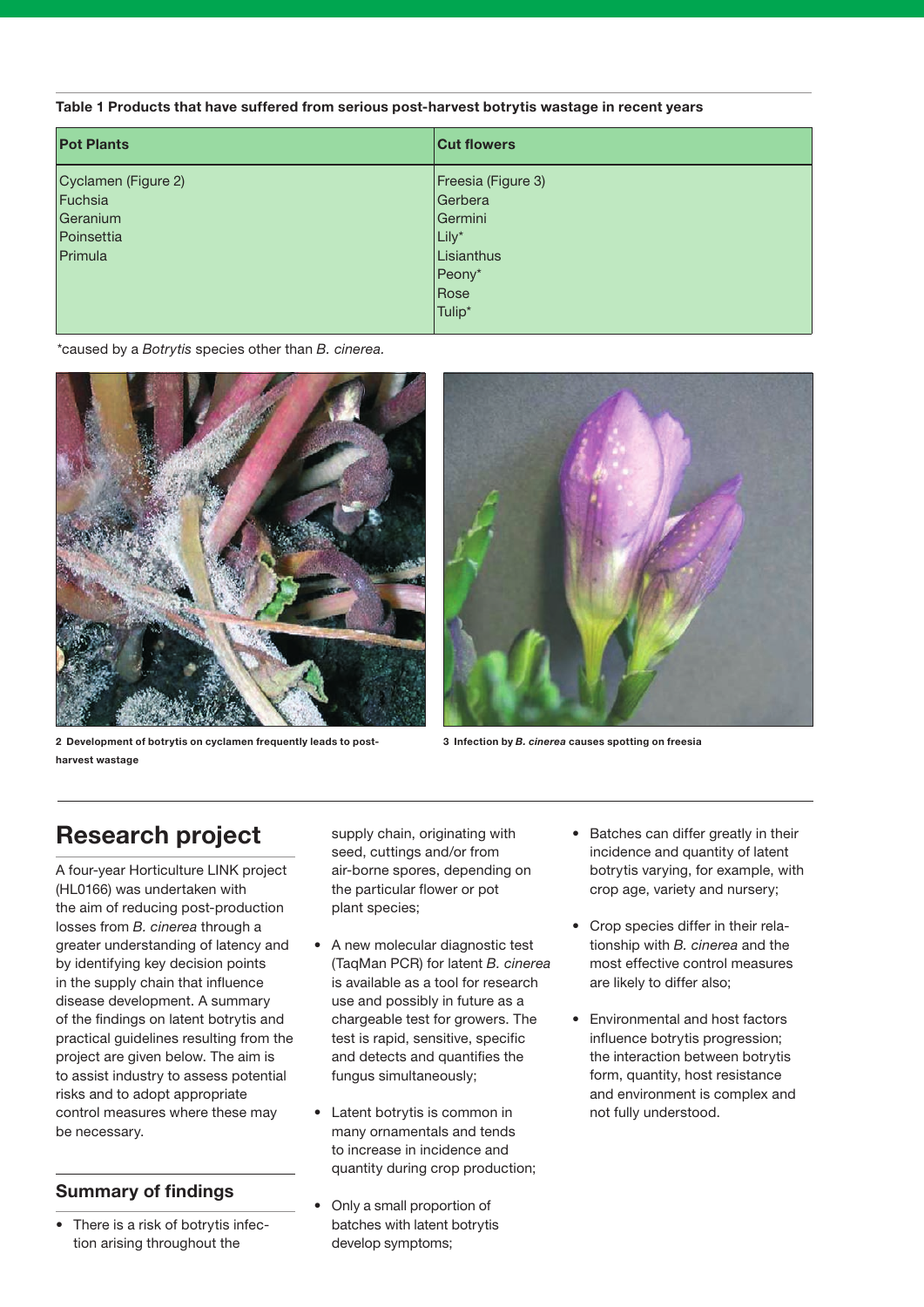**Table 1 Products that have suffered from serious post-harvest botrytis wastage in recent years**

| Pot Plants | Cut flowers |
|---|---|
| Cyclamen (Figure 2) | Freesia (Figure 3) |
| Fuchsia | Gerbera |
| Geranium | Germini |
| Poinsettia | Lily* |
| Primula | Lisianthus |
| | Peony* |
| | Rose |
| | Tulip* |

*caused by a *Botrytis* species other than *B. cinerea.*

**2 Development of botrytis on cyclamen frequently leads to post-harvest wastage**

**3 Infection by *B. cinerea* causes spotting on freesia**

## Research project

A four-year Horticulture LINK project (HL0166) was undertaken with the aim of reducing post-production losses from *B. cinerea* through a greater understanding of latency and by identifying key decision points in the supply chain that influence disease development. A summary of the findings on latent botrytis and practical guidelines resulting from the project are given below. The aim is to assist industry to assess potential risks and to adopt appropriate control measures where these may be necessary.

### Summary of findings

- There is a risk of botrytis infection arising throughout the supply chain, originating with seed, cuttings and/or from air-borne spores, depending on the particular flower or pot plant species;
- A new molecular diagnostic test (TaqMan PCR) for latent *B. cinerea* is available as a tool for research use and possibly in future as a chargeable test for growers. The test is rapid, sensitive, specific and detects and quantifies the fungus simultaneously;
- Latent botrytis is common in many ornamentals and tends to increase in incidence and quantity during crop production;
- Only a small proportion of batches with latent botrytis develop symptoms;
- Batches can differ greatly in their incidence and quantity of latent botrytis varying, for example, with crop age, variety and nursery;
- Crop species differ in their relationship with *B. cinerea* and the most effective control measures are likely to differ also;
- Environmental and host factors influence botrytis progression; the interaction between botrytis form, quantity, host resistance and environment is complex and not fully understood.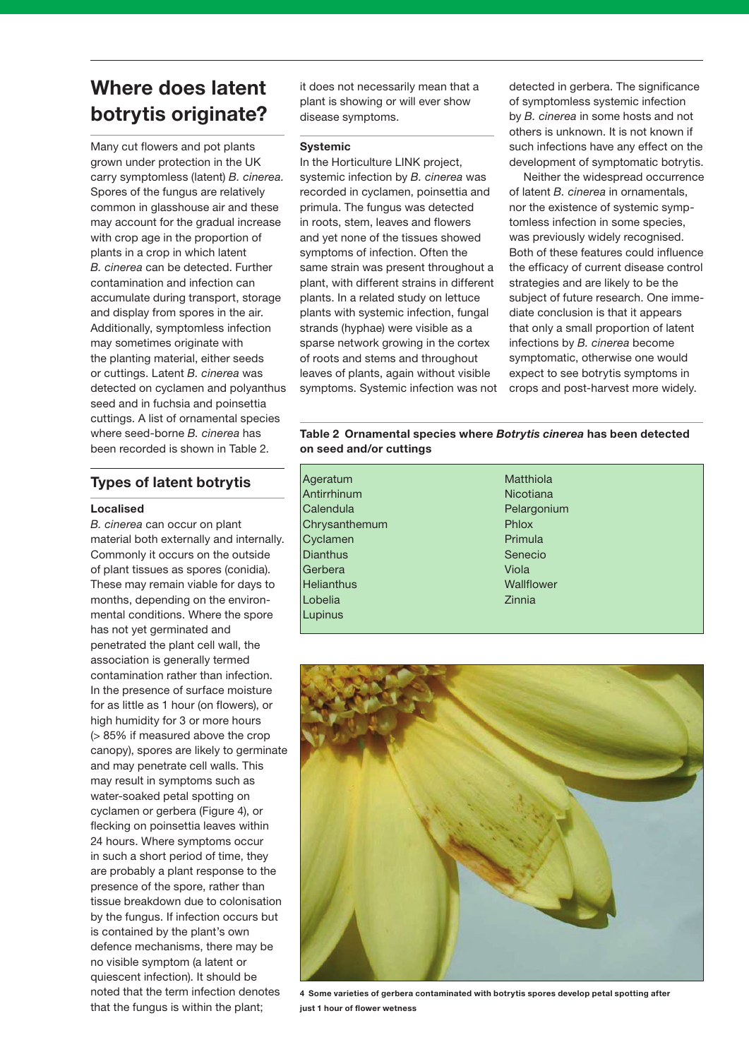## Where does latent botrytis originate?

Many cut flowers and pot plants grown under protection in the UK carry symptomless (latent) *B. cinerea.* Spores of the fungus are relatively common in glasshouse air and these may account for the gradual increase with crop age in the proportion of plants in a crop in which latent *B. cinerea* can be detected. Further contamination and infection can accumulate during transport, storage and display from spores in the air. Additionally, symptomless infection may sometimes originate with the planting material, either seeds or cuttings. Latent *B. cinerea* was detected on cyclamen and polyanthus seed and in fuchsia and poinsettia cuttings. A list of ornamental species where seed-borne *B. cinerea* has been recorded is shown in Table 2.

## Types of latent botrytis

### Localised

*B. cinerea* can occur on plant material both externally and internally. Commonly it occurs on the outside of plant tissues as spores (conidia). These may remain viable for days to months, depending on the environmental conditions. Where the spore has not yet germinated and penetrated the plant cell wall, the association is generally termed contamination rather than infection. In the presence of surface moisture for as little as 1 hour (on flowers), or high humidity for 3 or more hours (> 85% if measured above the crop canopy), spores are likely to germinate and may penetrate cell walls. This may result in symptoms such as water-soaked petal spotting on cyclamen or gerbera (Figure 4), or flecking on poinsettia leaves within 24 hours. Where symptoms occur in such a short period of time, they are probably a plant response to the presence of the spore, rather than tissue breakdown due to colonisation by the fungus. If infection occurs but is contained by the plant's own defence mechanisms, there may be no visible symptom (a latent or quiescent infection). It should be noted that the term infection denotes that the fungus is within the plant; it does not necessarily mean that a plant is showing or will ever show disease symptoms.

### Systemic

In the Horticulture LINK project, systemic infection by *B. cinerea* was recorded in cyclamen, poinsettia and primula. The fungus was detected in roots, stem, leaves and flowers and yet none of the tissues showed symptoms of infection. Often the same strain was present throughout a plant, with different strains in different plants. In a related study on lettuce plants with systemic infection, fungal strands (hyphae) were visible as a sparse network growing in the cortex of roots and stems and throughout leaves of plants, again without visible symptoms. Systemic infection was not detected in gerbera. The significance of symptomless systemic infection by *B. cinerea* in some hosts and not others is unknown. It is not known if such infections have any effect on the development of symptomatic botrytis.

Neither the widespread occurrence of latent *B. cinerea* in ornamentals, nor the existence of systemic symptomless infection in some species, was previously widely recognised. Both of these features could influence the efficacy of current disease control strategies and are likely to be the subject of future research. One immediate conclusion is that it appears that only a small proportion of latent infections by *B. cinerea* become symptomatic, otherwise one would expect to see botrytis symptoms in crops and post-harvest more widely.

**Table 2 Ornamental species where *Botrytis cinerea* has been detected on seed and/or cuttings**

| | |
|---|---|
| Ageratum | Matthiola |
| Antirrhinum | Nicotiana |
| Calendula | Pelargonium |
| Chrysanthemum | Phlox |
| Cyclamen | Primula |
| Dianthus | Senecio |
| Gerbera | Viola |
| Helianthus | Wallflower |
| Lobelia | Zinnia |
| Lupinus | |

**4 Some varieties of gerbera contaminated with botrytis spores develop petal spotting after just 1 hour of flower wetness**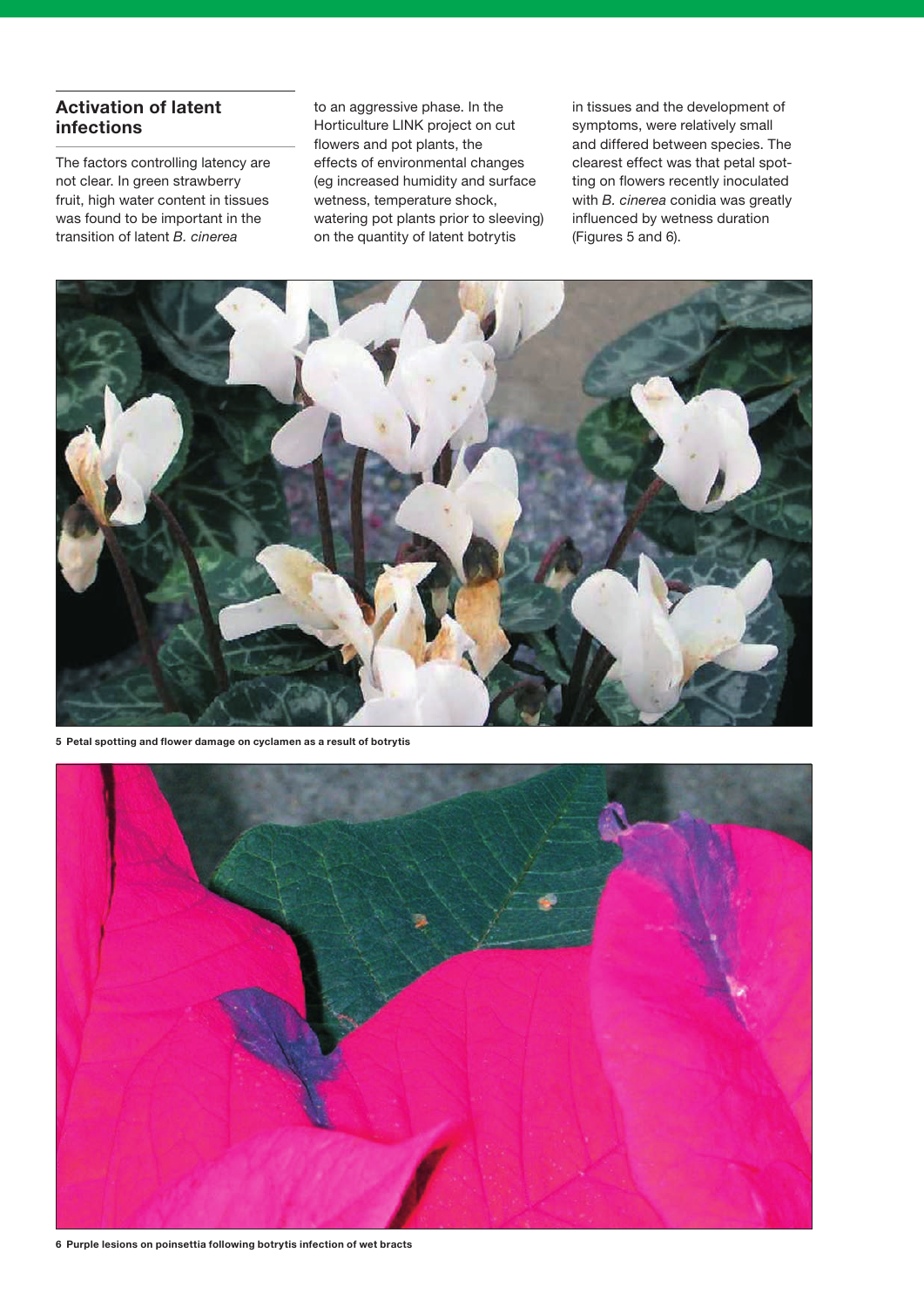## Activation of latent infections

The factors controlling latency are not clear. In green strawberry fruit, high water content in tissues was found to be important in the transition of latent *B. cinerea* to an aggressive phase. In the Horticulture LINK project on cut flowers and pot plants, the effects of environmental changes (eg increased humidity and surface wetness, temperature shock, watering pot plants prior to sleeving) on the quantity of latent botrytis in tissues and the development of symptoms, were relatively small and differed between species. The clearest effect was that petal spotting on flowers recently inoculated with *B. cinerea* conidia was greatly influenced by wetness duration (Figures 5 and 6).

**5 Petal spotting and flower damage on cyclamen as a result of botrytis**

**6 Purple lesions on poinsettia following botrytis infection of wet bracts**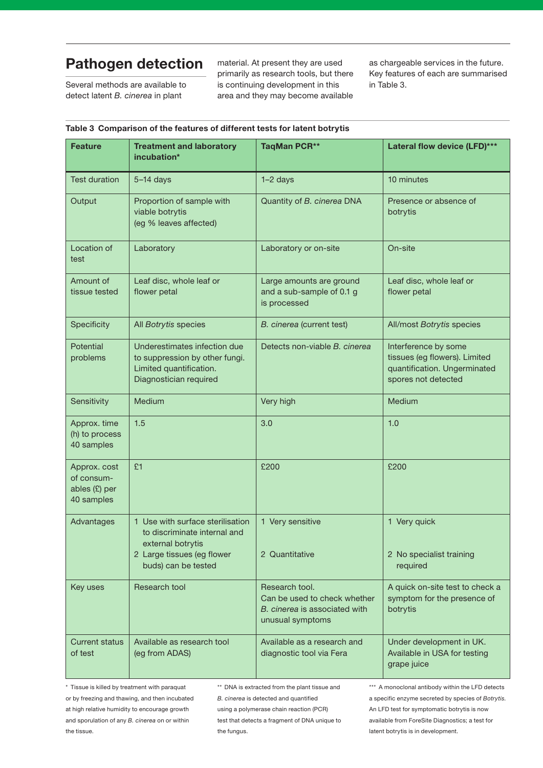## Pathogen detection

Several methods are available to detect latent *B. cinerea* in plant material. At present they are used primarily as research tools, but there is continuing development in this area and they may become available as chargeable services in the future. Key features of each are summarised in Table 3.

**Table 3 Comparison of the features of different tests for latent botrytis**

| Feature | Treatment and laboratory incubation* | TaqMan PCR** | Lateral flow device (LFD)*** |
|---|---|---|---|
| Test duration | 5–14 days | 1–2 days | 10 minutes |
| Output | Proportion of sample with viable botrytis (eg % leaves affected) | Quantity of *B. cinerea* DNA | Presence or absence of botrytis |
| Location of test | Laboratory | Laboratory or on-site | On-site |
| Amount of tissue tested | Leaf disc, whole leaf or flower petal | Large amounts are ground and a sub-sample of 0.1 g is processed | Leaf disc, whole leaf or flower petal |
| Specificity | All *Botrytis* species | *B. cinerea* (current test) | All/most *Botrytis* species |
| Potential problems | Underestimates infection due to suppression by other fungi. Limited quantification. Diagnostician required | Detects non-viable *B. cinerea* | Interference by some tissues (eg flowers). Limited quantification. Ungerminated spores not detected |
| Sensitivity | Medium | Very high | Medium |
| Approx. time (h) to process 40 samples | 1.5 | 3.0 | 1.0 |
| Approx. cost of consumables (£) per 40 samples | £1 | £200 | £200 |
| Advantages | 1 Use with surface sterilisation to discriminate internal and external botrytis<br>2 Large tissues (eg flower buds) can be tested | 1 Very sensitive<br>2 Quantitative | 1 Very quick<br>2 No specialist training required |
| Key uses | Research tool | Research tool. Can be used to check whether *B. cinerea* is associated with unusual symptoms | A quick on-site test to check a symptom for the presence of botrytis |
| Current status of test | Available as research tool (eg from ADAS) | Available as a research and diagnostic tool via Fera | Under development in UK. Available in USA for testing grape juice |

\* Tissue is killed by treatment with paraquat or by freezing and thawing, and then incubated at high relative humidity to encourage growth and sporulation of any *B. cinerea* on or within the tissue.

\** DNA is extracted from the plant tissue and *B. cinerea* is detected and quantified using a polymerase chain reaction (PCR) test that detects a fragment of DNA unique to the fungus.

\*** A monoclonal antibody within the LFD detects a specific enzyme secreted by species of *Botrytis*. An LFD test for symptomatic botrytis is now available from ForeSite Diagnostics; a test for latent botrytis is in development.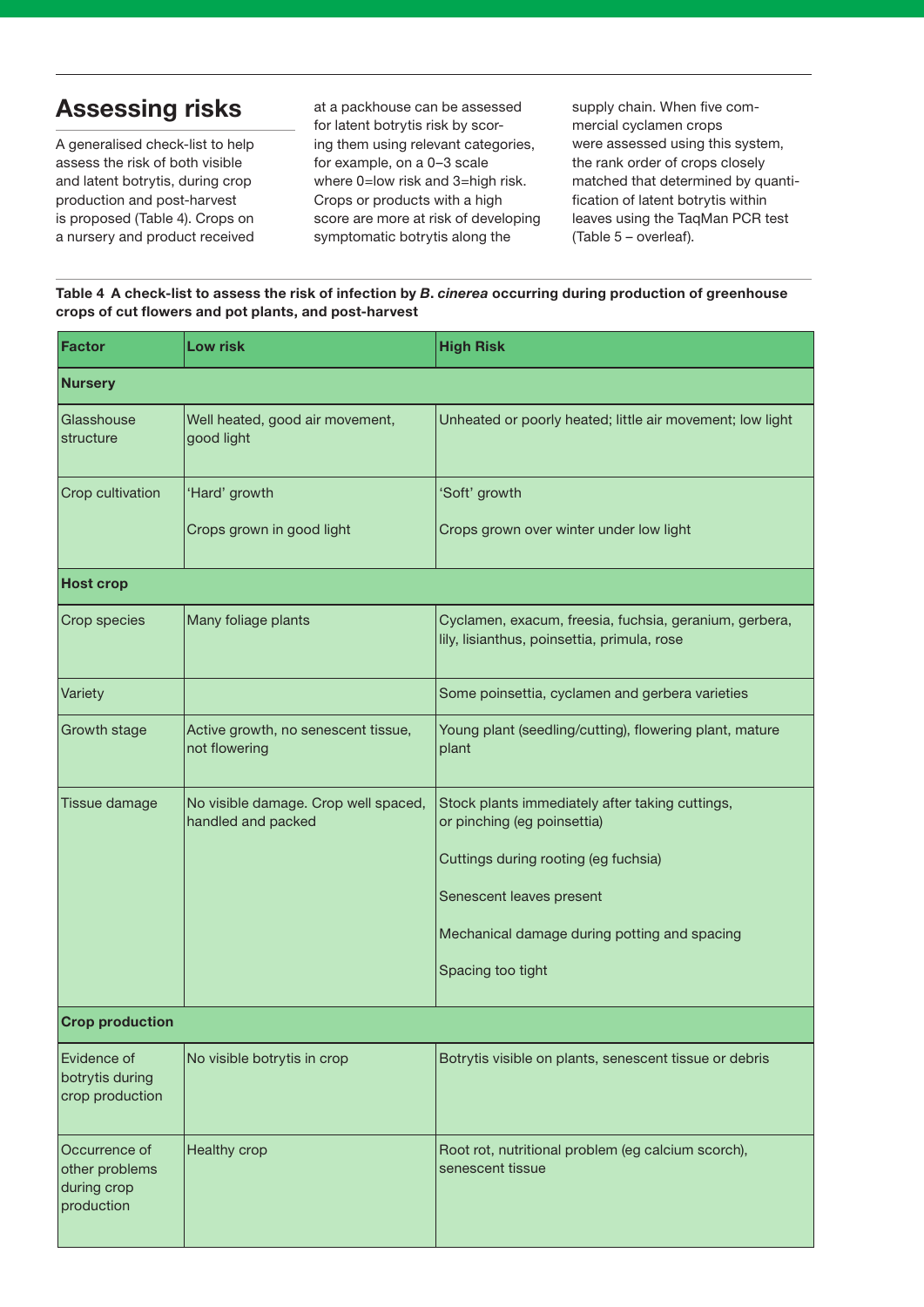## Assessing risks

A generalised check-list to help assess the risk of both visible and latent botrytis, during crop production and post-harvest is proposed (Table 4). Crops on a nursery and product received at a packhouse can be assessed for latent botrytis risk by scoring them using relevant categories, for example, on a 0–3 scale where 0=low risk and 3=high risk. Crops or products with a high score are more at risk of developing symptomatic botrytis along the supply chain. When five commercial cyclamen crops were assessed using this system, the rank order of crops closely matched that determined by quantification of latent botrytis within leaves using the TaqMan PCR test (Table 5 – overleaf).

**Table 4 A check-list to assess the risk of infection by *B. cinerea* occurring during production of greenhouse crops of cut flowers and pot plants, and post-harvest**

| Factor | Low risk | High Risk |
|---|---|---|
| **Nursery** | | |
| Glasshouse structure | Well heated, good air movement, good light | Unheated or poorly heated; little air movement; low light |
| Crop cultivation | 'Hard' growth<br><br>Crops grown in good light | 'Soft' growth<br><br>Crops grown over winter under low light |
| **Host crop** | | |
| Crop species | Many foliage plants | Cyclamen, exacum, freesia, fuchsia, geranium, gerbera, lily, lisianthus, poinsettia, primula, rose |
| Variety | | Some poinsettia, cyclamen and gerbera varieties |
| Growth stage | Active growth, no senescent tissue, not flowering | Young plant (seedling/cutting), flowering plant, mature plant |
| Tissue damage | No visible damage. Crop well spaced, handled and packed | Stock plants immediately after taking cuttings, or pinching (eg poinsettia)<br><br>Cuttings during rooting (eg fuchsia)<br><br>Senescent leaves present<br><br>Mechanical damage during potting and spacing<br><br>Spacing too tight |
| **Crop production** | | |
| Evidence of botrytis during crop production | No visible botrytis in crop | Botrytis visible on plants, senescent tissue or debris |
| Occurrence of other problems during crop production | Healthy crop | Root rot, nutritional problem (eg calcium scorch), senescent tissue |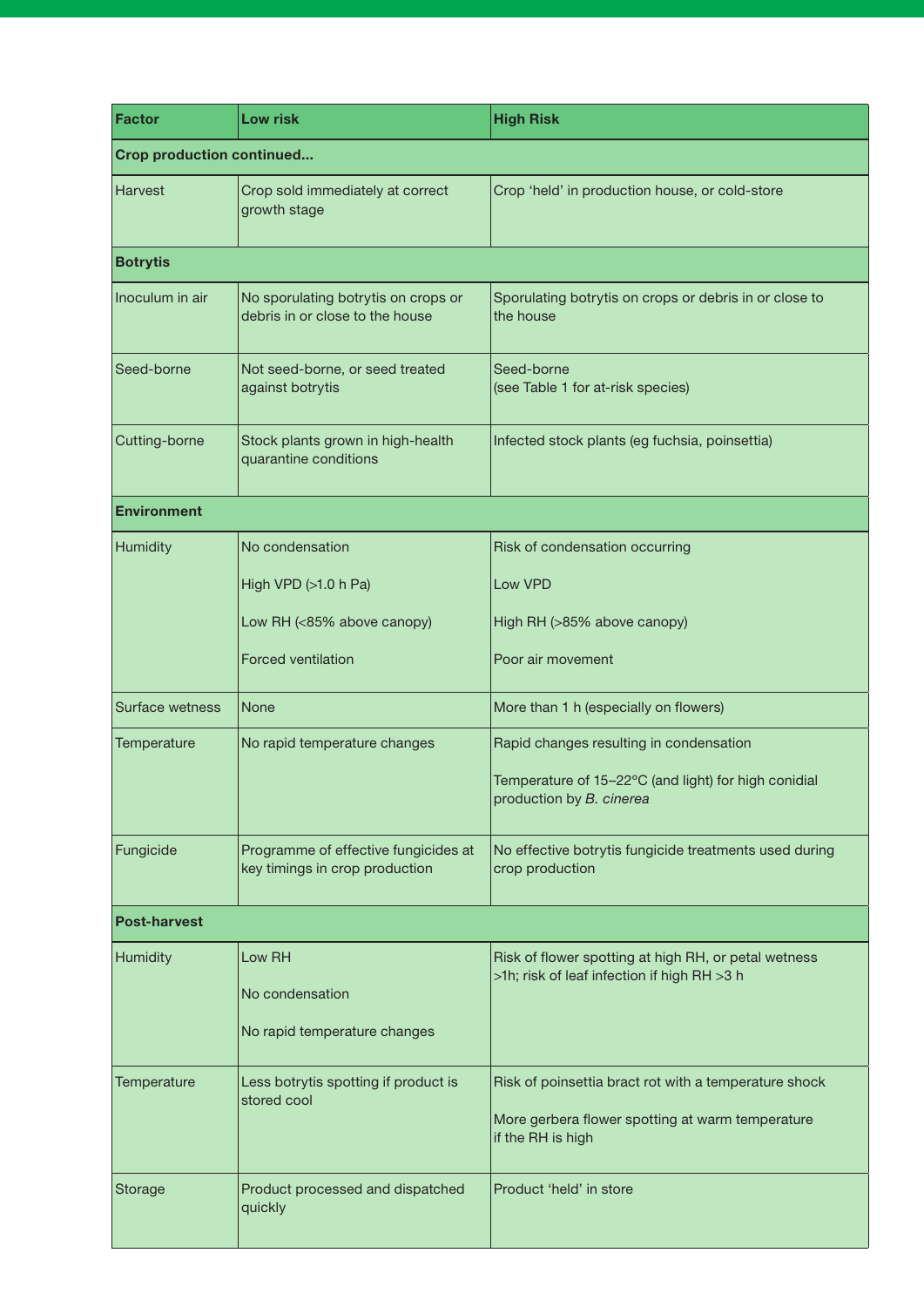| Factor | Low risk | High Risk |
|---|---|---|
| **Crop production continued...** | | |
| Harvest | Crop sold immediately at correct growth stage | Crop 'held' in production house, or cold-store |
| **Botrytis** | | |
| Inoculum in air | No sporulating botrytis on crops or debris in or close to the house | Sporulating botrytis on crops or debris in or close to the house |
| Seed-borne | Not seed-borne, or seed treated against botrytis | Seed-borne (see Table 1 for at-risk species) |
| Cutting-borne | Stock plants grown in high-health quarantine conditions | Infected stock plants (eg fuchsia, poinsettia) |
| **Environment** | | |
| Humidity | No condensation<br><br>High VPD (>1.0 h Pa)<br><br>Low RH (<85% above canopy)<br><br>Forced ventilation | Risk of condensation occurring<br><br>Low VPD<br><br>High RH (>85% above canopy)<br><br>Poor air movement |
| Surface wetness | None | More than 1 h (especially on flowers) |
| Temperature | No rapid temperature changes | Rapid changes resulting in condensation<br><br>Temperature of 15–22°C (and light) for high conidial production by *B. cinerea* |
| Fungicide | Programme of effective fungicides at key timings in crop production | No effective botrytis fungicide treatments used during crop production |
| **Post-harvest** | | |
| Humidity | Low RH<br><br>No condensation<br><br>No rapid temperature changes | Risk of flower spotting at high RH, or petal wetness >1h; risk of leaf infection if high RH >3 h |
| Temperature | Less botrytis spotting if product is stored cool | Risk of poinsettia bract rot with a temperature shock<br><br>More gerbera flower spotting at warm temperature if the RH is high |
| Storage | Product processed and dispatched quickly | Product 'held' in store |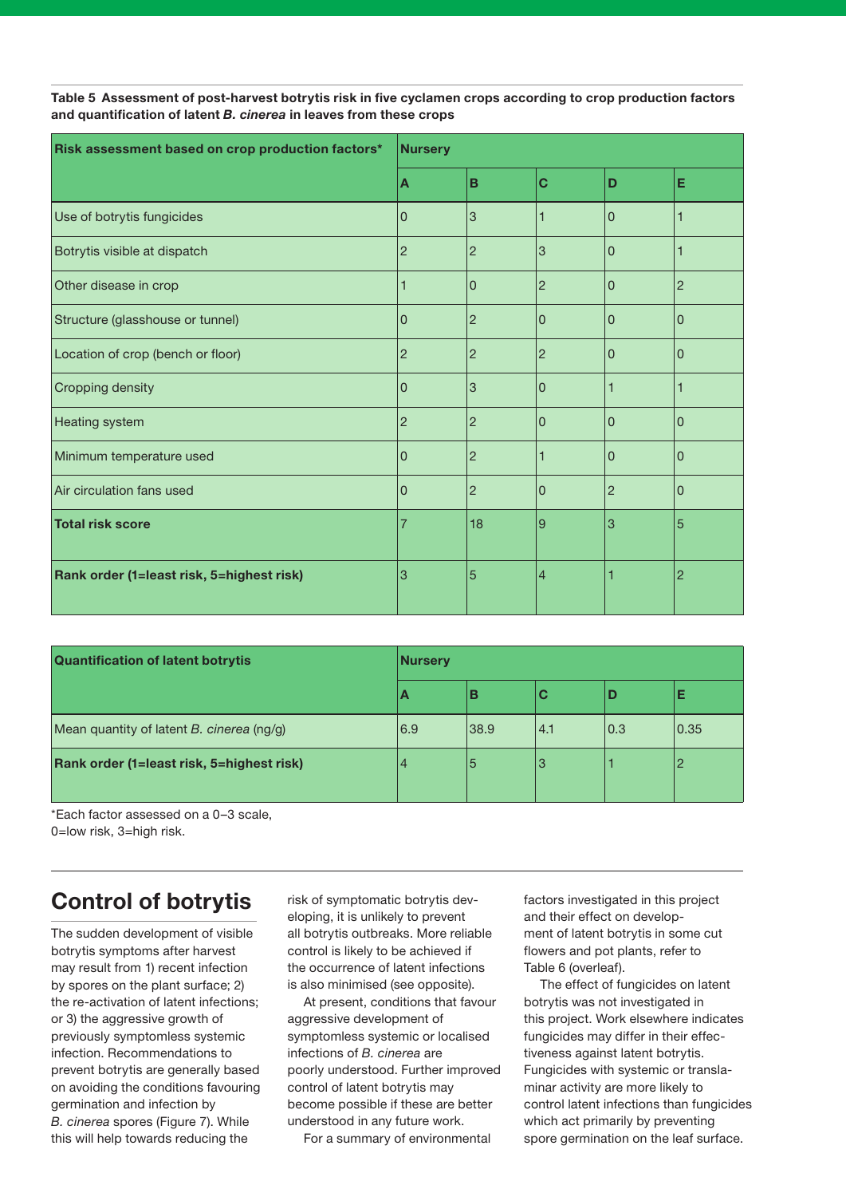**Table 5 Assessment of post-harvest botrytis risk in five cyclamen crops according to crop production factors and quantification of latent *B. cinerea* in leaves from these crops**

| Risk assessment based on crop production factors* | Nursery | | | | |
|---|---|---|---|---|---|
| | A | B | C | D | E |
| Use of botrytis fungicides | 0 | 3 | 1 | 0 | 1 |
| Botrytis visible at dispatch | 2 | 2 | 3 | 0 | 1 |
| Other disease in crop | 1 | 0 | 2 | 0 | 2 |
| Structure (glasshouse or tunnel) | 0 | 2 | 0 | 0 | 0 |
| Location of crop (bench or floor) | 2 | 2 | 2 | 0 | 0 |
| Cropping density | 0 | 3 | 0 | 1 | 1 |
| Heating system | 2 | 2 | 0 | 0 | 0 |
| Minimum temperature used | 0 | 2 | 1 | 0 | 0 |
| Air circulation fans used | 0 | 2 | 0 | 2 | 0 |
| **Total risk score** | 7 | 18 | 9 | 3 | 5 |
| **Rank order (1=least risk, 5=highest risk)** | 3 | 5 | 4 | 1 | 2 |

| Quantification of latent botrytis | Nursery | | | | |
|---|---|---|---|---|---|
| | A | B | C | D | E |
| Mean quantity of latent *B. cinerea* (ng/g) | 6.9 | 38.9 | 4.1 | 0.3 | 0.35 |
| **Rank order (1=least risk, 5=highest risk)** | 4 | 5 | 3 | 1 | 2 |

*Each factor assessed on a 0–3 scale, 0=low risk, 3=high risk.

## Control of botrytis

The sudden development of visible botrytis symptoms after harvest may result from 1) recent infection by spores on the plant surface; 2) the re-activation of latent infections; or 3) the aggressive growth of previously symptomless systemic infection. Recommendations to prevent botrytis are generally based on avoiding the conditions favouring germination and infection by *B. cinerea* spores (Figure 7). While this will help towards reducing the risk of symptomatic botrytis developing, it is unlikely to prevent all botrytis outbreaks. More reliable control is likely to be achieved if the occurrence of latent infections is also minimised (see opposite).

At present, conditions that favour aggressive development of symptomless systemic or localised infections of *B. cinerea* are poorly understood. Further improved control of latent botrytis may become possible if these are better understood in any future work.

For a summary of environmental factors investigated in this project and their effect on development of latent botrytis in some cut flowers and pot plants, refer to Table 6 (overleaf).

The effect of fungicides on latent botrytis was not investigated in this project. Work elsewhere indicates fungicides may differ in their effectiveness against latent botrytis. Fungicides with systemic or translaminar activity are more likely to control latent infections than fungicides which act primarily by preventing spore germination on the leaf surface.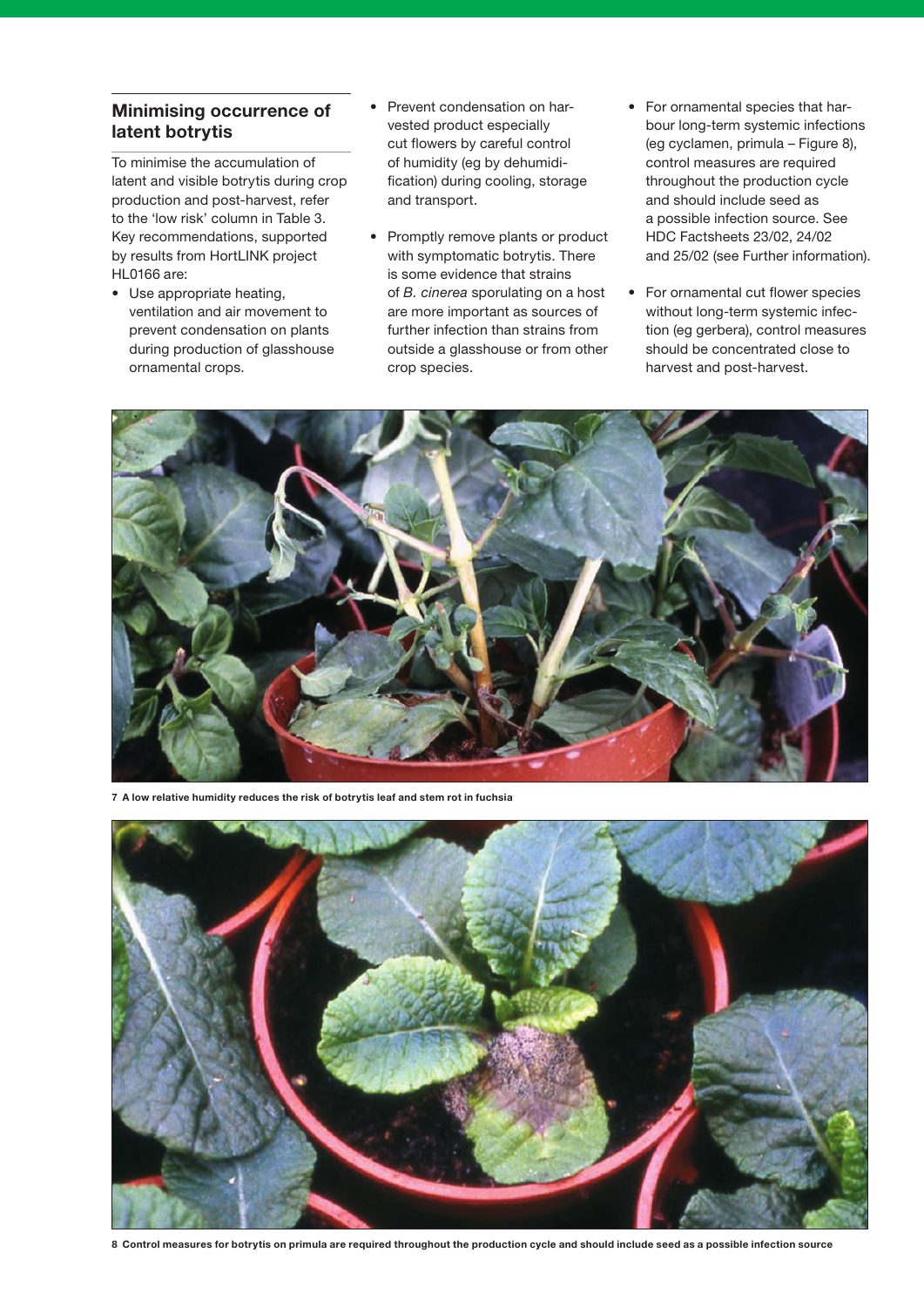## Minimising occurrence of latent botrytis

To minimise the accumulation of latent and visible botrytis during crop production and post-harvest, refer to the 'low risk' column in Table 3. Key recommendations, supported by results from HortLINK project HL0166 are:

- Use appropriate heating, ventilation and air movement to prevent condensation on plants during production of glasshouse ornamental crops.
- Prevent condensation on harvested product especially cut flowers by careful control of humidity (eg by dehumidification) during cooling, storage and transport.
- Promptly remove plants or product with symptomatic botrytis. There is some evidence that strains of *B. cinerea* sporulating on a host are more important as sources of further infection than strains from outside a glasshouse or from other crop species.
- For ornamental species that harbour long-term systemic infections (eg cyclamen, primula – Figure 8), control measures are required throughout the production cycle and should include seed as a possible infection source. See HDC Factsheets 23/02, 24/02 and 25/02 (see Further information).
- For ornamental cut flower species without long-term systemic infection (eg gerbera), control measures should be concentrated close to harvest and post-harvest.

**7 A low relative humidity reduces the risk of botrytis leaf and stem rot in fuchsia**

**8 Control measures for botrytis on primula are required throughout the production cycle and should include seed as a possible infection source**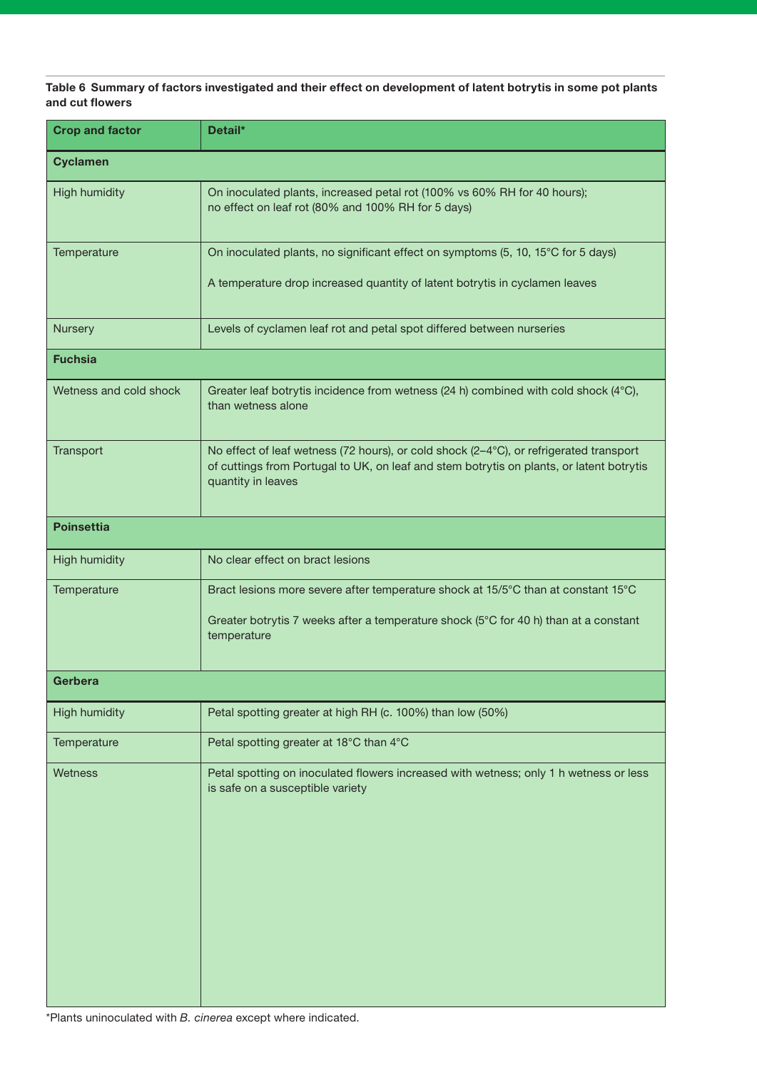**Table 6 Summary of factors investigated and their effect on development of latent botrytis in some pot plants and cut flowers**

| Crop and factor | Detail* |
| --- | --- |
| **Cyclamen** | |
| High humidity | On inoculated plants, increased petal rot (100% vs 60% RH for 40 hours); no effect on leaf rot (80% and 100% RH for 5 days) |
| Temperature | On inoculated plants, no significant effect on symptoms (5, 10, 15°C for 5 days)<br><br>A temperature drop increased quantity of latent botrytis in cyclamen leaves |
| Nursery | Levels of cyclamen leaf rot and petal spot differed between nurseries |
| **Fuchsia** | |
| Wetness and cold shock | Greater leaf botrytis incidence from wetness (24 h) combined with cold shock (4°C), than wetness alone |
| Transport | No effect of leaf wetness (72 hours), or cold shock (2–4°C), or refrigerated transport of cuttings from Portugal to UK, on leaf and stem botrytis on plants, or latent botrytis quantity in leaves |
| **Poinsettia** | |
| High humidity | No clear effect on bract lesions |
| Temperature | Bract lesions more severe after temperature shock at 15/5°C than at constant 15°C<br><br>Greater botrytis 7 weeks after a temperature shock (5°C for 40 h) than at a constant temperature |
| **Gerbera** | |
| High humidity | Petal spotting greater at high RH (c. 100%) than low (50%) |
| Temperature | Petal spotting greater at 18°C than 4°C |
| Wetness | Petal spotting on inoculated flowers increased with wetness; only 1 h wetness or less is safe on a susceptible variety |

*Plants uninoculated with *B. cinerea* except where indicated.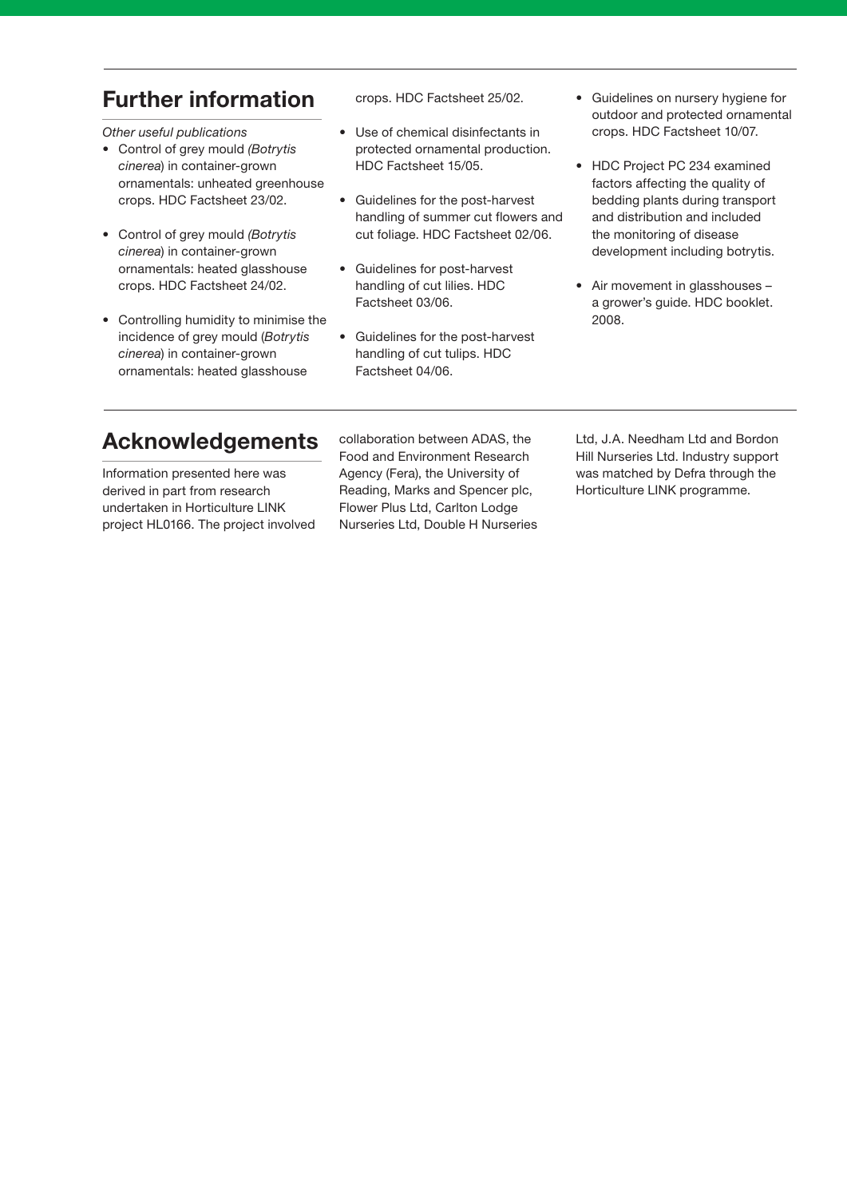## Further information

*Other useful publications*

- Control of grey mould *(Botrytis cinerea*) in container-grown ornamentals: unheated greenhouse crops. HDC Factsheet 23/02.
- Control of grey mould *(Botrytis cinerea*) in container-grown ornamentals: heated glasshouse crops. HDC Factsheet 24/02.
- Controlling humidity to minimise the incidence of grey mould (*Botrytis cinerea*) in container-grown ornamentals: heated glasshouse crops. HDC Factsheet 25/02.
- Use of chemical disinfectants in protected ornamental production. HDC Factsheet 15/05.
- Guidelines for the post-harvest handling of summer cut flowers and cut foliage. HDC Factsheet 02/06.
- Guidelines for post-harvest handling of cut lilies. HDC Factsheet 03/06.
- Guidelines for the post-harvest handling of cut tulips. HDC Factsheet 04/06.
- Guidelines on nursery hygiene for outdoor and protected ornamental crops. HDC Factsheet 10/07.
- HDC Project PC 234 examined factors affecting the quality of bedding plants during transport and distribution and included the monitoring of disease development including botrytis.
- Air movement in glasshouses – a grower's guide. HDC booklet. 2008.

## Acknowledgements

Information presented here was derived in part from research undertaken in Horticulture LINK project HL0166. The project involved collaboration between ADAS, the Food and Environment Research Agency (Fera), the University of Reading, Marks and Spencer plc, Flower Plus Ltd, Carlton Lodge Nurseries Ltd, Double H Nurseries Ltd, J.A. Needham Ltd and Bordon Hill Nurseries Ltd. Industry support was matched by Defra through the Horticulture LINK programme.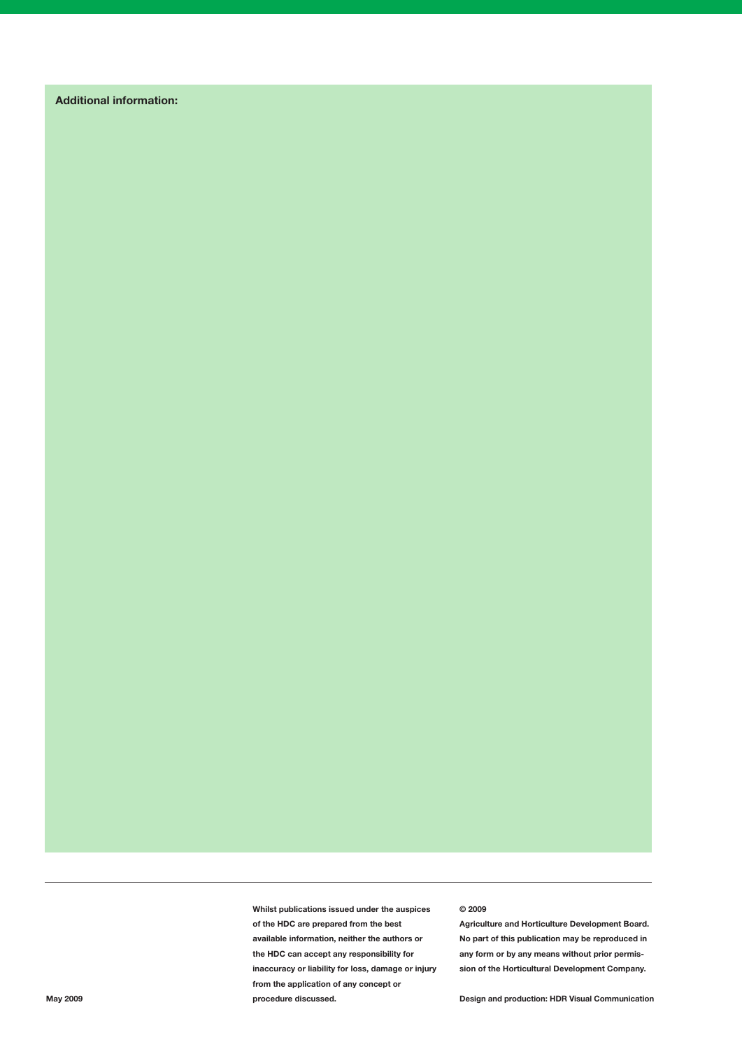**Additional information:**

May 2009

**Whilst publications issued under the auspices of the HDC are prepared from the best available information, neither the authors or the HDC can accept any responsibility for inaccuracy or liability for loss, damage or injury from the application of any concept or procedure discussed.**

**© 2009**

**Agriculture and Horticulture Development Board. No part of this publication may be reproduced in any form or by any means without prior permission of the Horticultural Development Company.**

**Design and production: HDR Visual Communication**